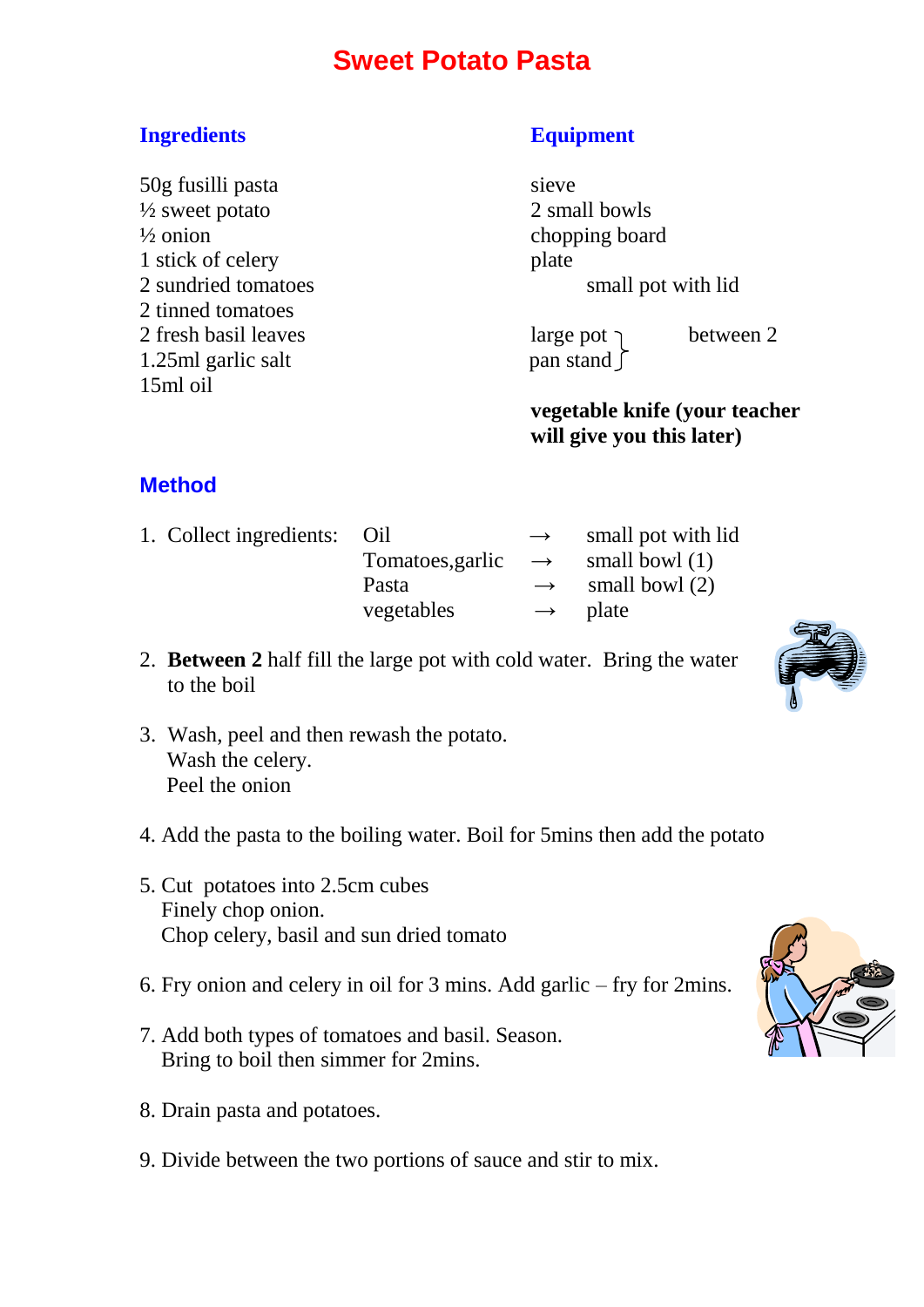# Sweet Potato Pasta

## Ingredients

50g fusilli pasta
½ sweet potato
½ onion
1 stick of celery
2 sundried tomatoes
2 tinned tomatoes
2 fresh basil leaves
1.25ml garlic salt
15ml oil

## Equipment

sieve
2 small bowls
chopping board
plate
small pot with lid

large pot } between 2
pan stand }

**vegetable knife (your teacher will give you this later)**

## Method

1. Collect ingredients:

| | | |
|---|---|---|
| Oil | → | small pot with lid |
| Tomatoes,garlic | → | small bowl (1) |
| Pasta | → | small bowl (2) |
| vegetables | → | plate |

2. **Between 2** half fill the large pot with cold water. Bring the water to the boil

3. Wash, peel and then rewash the potato.
   Wash the celery.
   Peel the onion

4. Add the pasta to the boiling water. Boil for 5mins then add the potato

5. Cut potatoes into 2.5cm cubes
   Finely chop onion.
   Chop celery, basil and sun dried tomato

6. Fry onion and celery in oil for 3 mins. Add garlic – fry for 2mins.

7. Add both types of tomatoes and basil. Season.
   Bring to boil then simmer for 2mins.

8. Drain pasta and potatoes.

9. Divide between the two portions of sauce and stir to mix.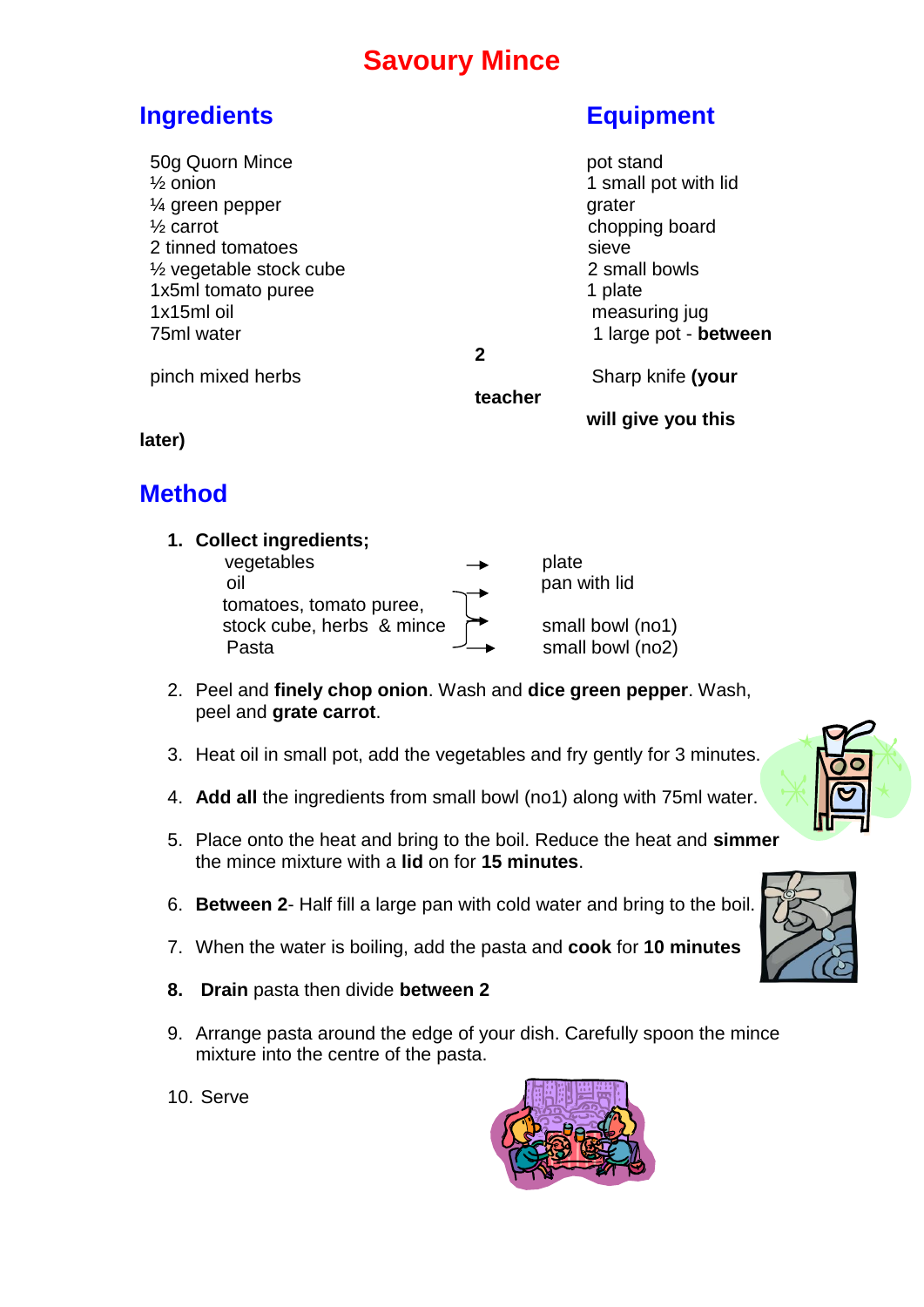# Savoury Mince

## Ingredients

50g Quorn Mince
½ onion
¼ green pepper
½ carrot
2 tinned tomatoes
½ vegetable stock cube
1x5ml tomato puree
1x15ml oil
75ml water
pinch mixed herbs

## Equipment

pot stand
1 small pot with lid
grater
chopping board
sieve
2 small bowls
1 plate
measuring jug
1 large pot - **between 2**
Sharp knife **(your teacher will give you this later)**

## Method

1. **Collect ingredients;**

| | |
|---|---|
| vegetables → | plate |
| oil → | pan with lid |
| tomatoes, tomato puree, stock cube, herbs & mince → | small bowl (no1) |
| Pasta → | small bowl (no2) |

2. Peel and **finely chop onion**. Wash and **dice green pepper**. Wash, peel and **grate carrot**.
3. Heat oil in small pot, add the vegetables and fry gently for 3 minutes.
4. **Add all** the ingredients from small bowl (no1) along with 75ml water.
5. Place onto the heat and bring to the boil. Reduce the heat and **simmer** the mince mixture with a **lid** on for **15 minutes**.
6. **Between 2**- Half fill a large pan with cold water and bring to the boil.
7. When the water is boiling, add the pasta and **cook** for **10 minutes**
8. **Drain** pasta then divide **between 2**
9. Arrange pasta around the edge of your dish. Carefully spoon the mince mixture into the centre of the pasta.
10. Serve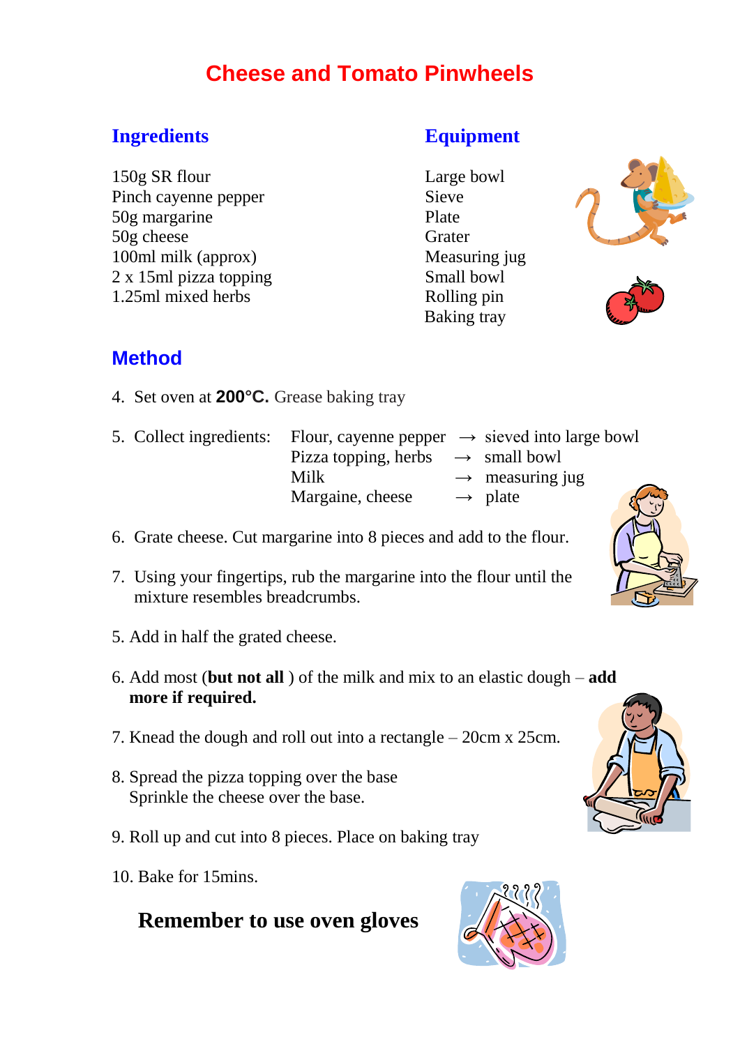# Cheese and Tomato Pinwheels

## Ingredients

150g SR flour
Pinch cayenne pepper
50g margarine
50g cheese
100ml milk (approx)
2 x 15ml pizza topping
1.25ml mixed herbs

## Equipment

Large bowl
Sieve
Plate
Grater
Measuring jug
Small bowl
Rolling pin
Baking tray

## Method

4. Set oven at **200°C.** Grease baking tray

5. Collect ingredients:

| | | |
|---|---|---|
| Flour, cayenne pepper | → | sieved into large bowl |
| Pizza topping, herbs | → | small bowl |
| Milk | → | measuring jug |
| Margaine, cheese | → | plate |

6. Grate cheese. Cut margarine into 8 pieces and add to the flour.

7. Using your fingertips, rub the margarine into the flour until the mixture resembles breadcrumbs.

5. Add in half the grated cheese.

6. Add most (**but not all** ) of the milk and mix to an elastic dough – **add more if required.**

7. Knead the dough and roll out into a rectangle – 20cm x 25cm.

8. Spread the pizza topping over the base
Sprinkle the cheese over the base.

9. Roll up and cut into 8 pieces. Place on baking tray

10. Bake for 15mins.

**Remember to use oven gloves**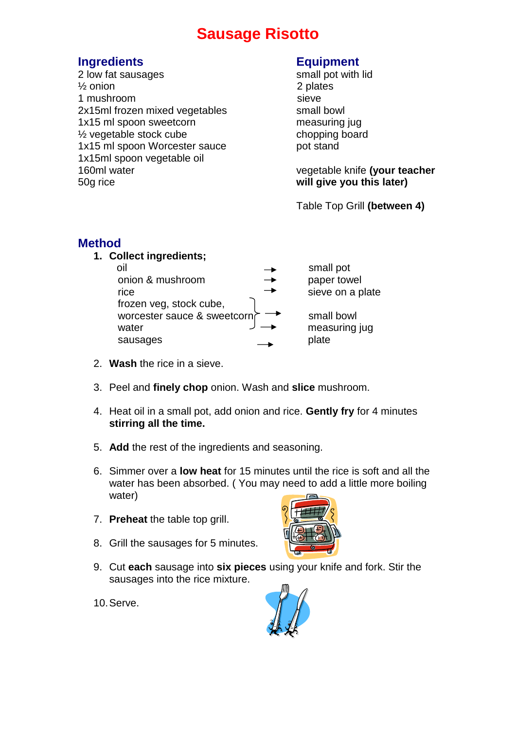# Sausage Risotto

## Ingredients

2 low fat sausages
½ onion
1 mushroom
2x15ml frozen mixed vegetables
1x15 ml spoon sweetcorn
½ vegetable stock cube
1x15 ml spoon Worcester sauce
1x15ml spoon vegetable oil
160ml water
50g rice

## Equipment

small pot with lid
2 plates
sieve
small bowl
measuring jug
chopping board
pot stand

vegetable knife **(your teacher will give you this later)**

Table Top Grill **(between 4)**

## Method

1. **Collect ingredients;**

   | Ingredient | | Equipment |
   | --- | --- | --- |
   | oil | → | small pot |
   | onion & mushroom | → | paper towel |
   | rice | → | sieve on a plate |
   | frozen veg, stock cube, worcester sauce & sweetcorn | → | small bowl |
   | water | → | measuring jug |
   | sausages | → | plate |

2. **Wash** the rice in a sieve.

3. Peel and **finely chop** onion. Wash and **slice** mushroom.

4. Heat oil in a small pot, add onion and rice. **Gently fry** for 4 minutes **stirring all the time.**

5. **Add** the rest of the ingredients and seasoning.

6. Simmer over a **low heat** for 15 minutes until the rice is soft and all the water has been absorbed. ( You may need to add a little more boiling water)

7. **Preheat** the table top grill.

8. Grill the sausages for 5 minutes.

9. Cut **each** sausage into **six pieces** using your knife and fork. Stir the sausages into the rice mixture.

10. Serve.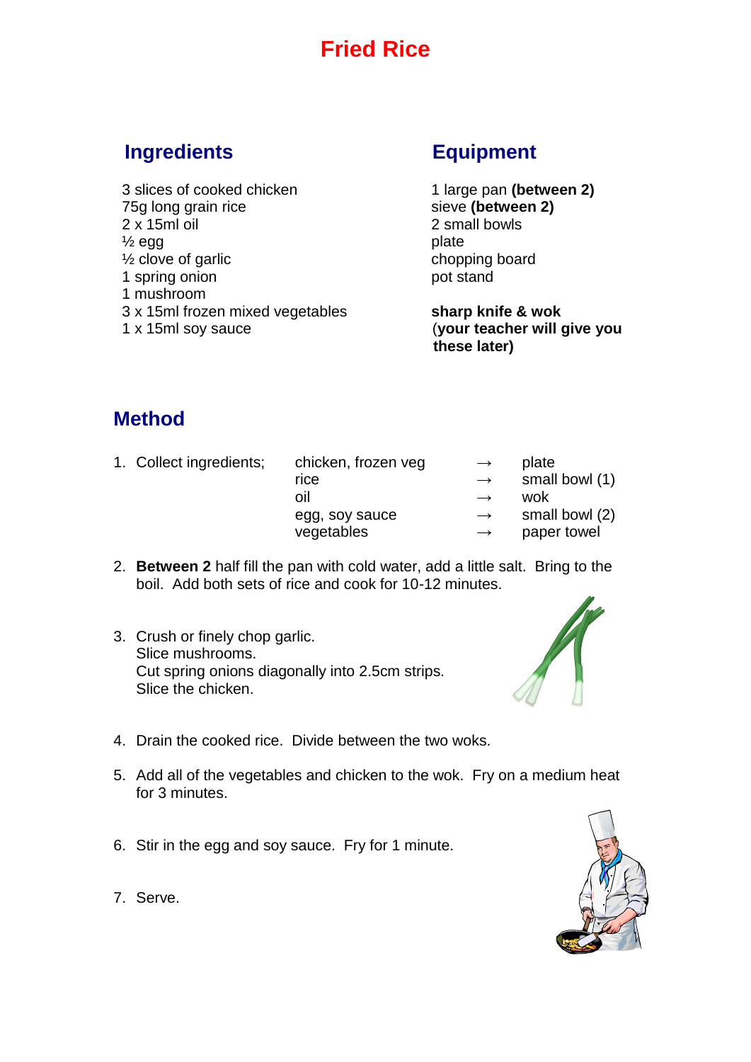# Fried Rice

## Ingredients

3 slices of cooked chicken
75g long grain rice
2 x 15ml oil
½ egg
½ clove of garlic
1 spring onion
1 mushroom
3 x 15ml frozen mixed vegetables
1 x 15ml soy sauce

## Equipment

1 large pan **(between 2)**
sieve **(between 2)**
2 small bowls
plate
chopping board
pot stand

**sharp knife & wok**
(**your teacher will give you these later)**

## Method

1. Collect ingredients;

| | | |
|---|---|---|
| chicken, frozen veg | → | plate |
| rice | → | small bowl (1) |
| oil | → | wok |
| egg, soy sauce | → | small bowl (2) |
| vegetables | → | paper towel |

2. **Between 2** half fill the pan with cold water, add a little salt. Bring to the boil. Add both sets of rice and cook for 10-12 minutes.

3. Crush or finely chop garlic.
   Slice mushrooms.
   Cut spring onions diagonally into 2.5cm strips.
   Slice the chicken.

4. Drain the cooked rice. Divide between the two woks.

5. Add all of the vegetables and chicken to the wok. Fry on a medium heat for 3 minutes.

6. Stir in the egg and soy sauce. Fry for 1 minute.

7. Serve.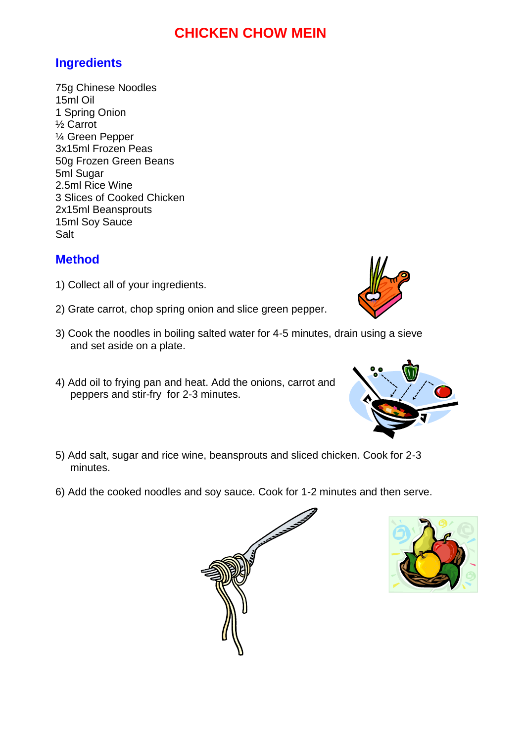# CHICKEN CHOW MEIN

## Ingredients

75g Chinese Noodles
15ml Oil
1 Spring Onion
½ Carrot
¼ Green Pepper
3x15ml Frozen Peas
50g Frozen Green Beans
5ml Sugar
2.5ml Rice Wine
3 Slices of Cooked Chicken
2x15ml Beansprouts
15ml Soy Sauce
Salt

## Method

1) Collect all of your ingredients.

2) Grate carrot, chop spring onion and slice green pepper.

3) Cook the noodles in boiling salted water for 4-5 minutes, drain using a sieve and set aside on a plate.

4) Add oil to frying pan and heat. Add the onions, carrot and peppers and stir-fry for 2-3 minutes.

5) Add salt, sugar and rice wine, beansprouts and sliced chicken. Cook for 2-3 minutes.

6) Add the cooked noodles and soy sauce. Cook for 1-2 minutes and then serve.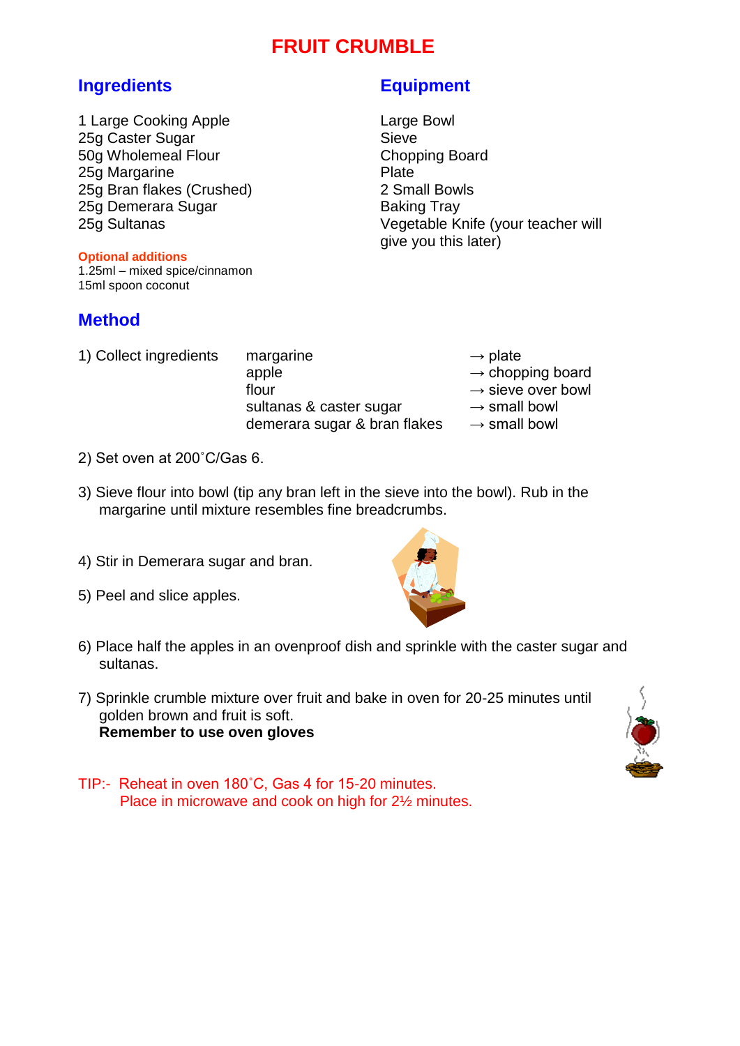# FRUIT CRUMBLE

## Ingredients

1 Large Cooking Apple
25g Caster Sugar
50g Wholemeal Flour
25g Margarine
25g Bran flakes (Crushed)
25g Demerara Sugar
25g Sultanas

**Optional additions**
1.25ml – mixed spice/cinnamon
15ml spoon coconut

## Equipment

Large Bowl
Sieve
Chopping Board
Plate
2 Small Bowls
Baking Tray
Vegetable Knife (your teacher will give you this later)

## Method

1) Collect ingredients

| | |
|---|---|
| margarine | → plate |
| apple | → chopping board |
| flour | → sieve over bowl |
| sultanas & caster sugar | → small bowl |
| demerara sugar & bran flakes | → small bowl |

2) Set oven at 200˚C/Gas 6.

3) Sieve flour into bowl (tip any bran left in the sieve into the bowl). Rub in the margarine until mixture resembles fine breadcrumbs.

4) Stir in Demerara sugar and bran.

5) Peel and slice apples.

6) Place half the apples in an ovenproof dish and sprinkle with the caster sugar and sultanas.

7) Sprinkle crumble mixture over fruit and bake in oven for 20-25 minutes until golden brown and fruit is soft.
**Remember to use oven gloves**

TIP:- Reheat in oven 180˚C, Gas 4 for 15-20 minutes.
Place in microwave and cook on high for 2½ minutes.